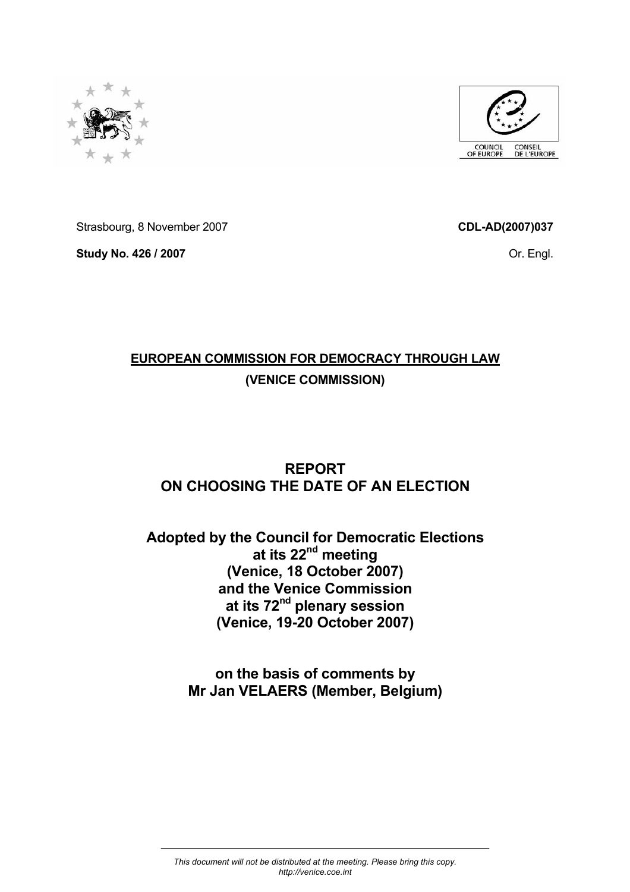Strasbourg, 8 November 2007

**CDL-AD(2007)037**

**Study No. 426 / 2007**

Or. Engl.

**EUROPEAN COMMISSION FOR DEMOCRACY THROUGH LAW**

**(VENICE COMMISSION)**

# REPORT
# ON CHOOSING THE DATE OF AN ELECTION

## Adopted by the Council for Democratic Elections at its 22nd meeting (Venice, 18 October 2007) and the Venice Commission at its 72nd plenary session (Venice, 19-20 October 2007)

## on the basis of comments by Mr Jan VELAERS (Member, Belgium)

*This document will not be distributed at the meeting. Please bring this copy.*
*http://venice.coe.int*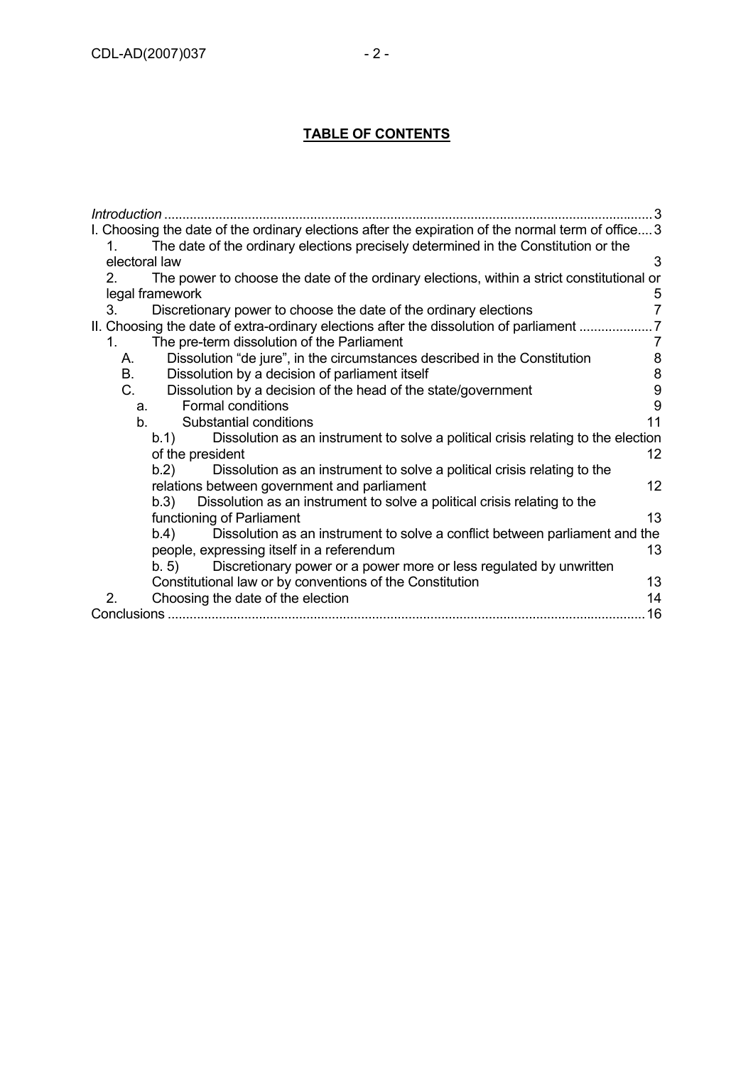## TABLE OF CONTENTS

*Introduction* .................................................................... 3

I. Choosing the date of the ordinary elections after the expiration of the normal term of office .... 3

1. The date of the ordinary elections precisely determined in the Constitution or the electoral law ... 3
2. The power to choose the date of the ordinary elections, within a strict constitutional or legal framework ... 5
3. Discretionary power to choose the date of the ordinary elections ... 7

II. Choosing the date of extra-ordinary elections after the dissolution of parliament .................... 7

1. The pre-term dissolution of the Parliament ... 7
   - A. Dissolution "de jure", in the circumstances described in the Constitution ... 8
   - B. Dissolution by a decision of parliament itself ... 8
   - C. Dissolution by a decision of the head of the state/government ... 9
     - a. Formal conditions ... 9
     - b. Substantial conditions ... 11
       - b.1) Dissolution as an instrument to solve a political crisis relating to the election of the president ... 12
       - b.2) Dissolution as an instrument to solve a political crisis relating to the relations between government and parliament ... 12
       - b.3) Dissolution as an instrument to solve a political crisis relating to the functioning of Parliament ... 13
       - b.4) Dissolution as an instrument to solve a conflict between parliament and the people, expressing itself in a referendum ... 13
       - b. 5) Discretionary power or a power more or less regulated by unwritten Constitutional law or by conventions of the Constitution ... 13
2. Choosing the date of the election ... 14

Conclusions ................................................................... 16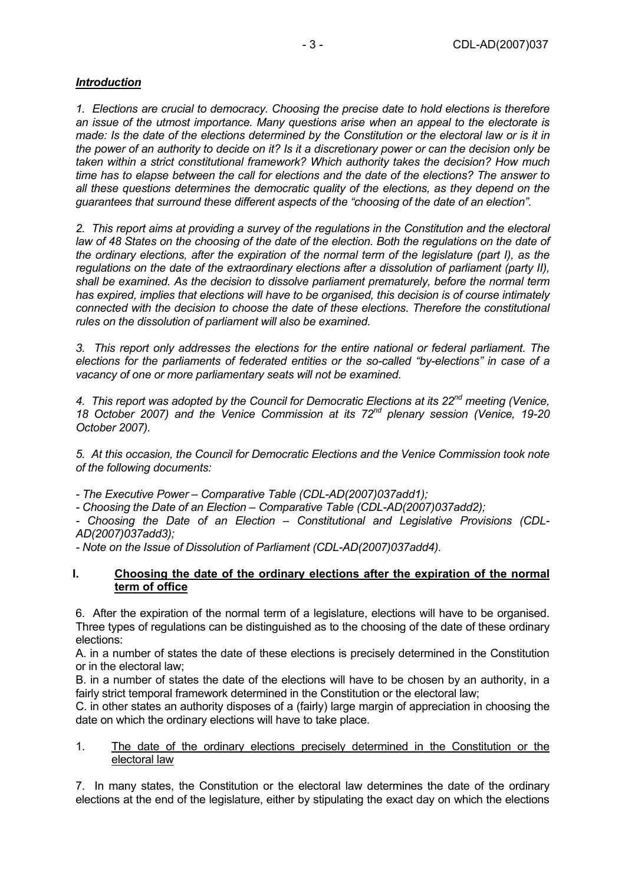## ***Introduction***

*1. Elections are crucial to democracy. Choosing the precise date to hold elections is therefore an issue of the utmost importance. Many questions arise when an appeal to the electorate is made: Is the date of the elections determined by the Constitution or the electoral law or is it in the power of an authority to decide on it? Is it a discretionary power or can the decision only be taken within a strict constitutional framework? Which authority takes the decision? How much time has to elapse between the call for elections and the date of the elections? The answer to all these questions determines the democratic quality of the elections, as they depend on the guarantees that surround these different aspects of the "choosing of the date of an election".*

*2. This report aims at providing a survey of the regulations in the Constitution and the electoral law of 48 States on the choosing of the date of the election. Both the regulations on the date of the ordinary elections, after the expiration of the normal term of the legislature (part I), as the regulations on the date of the extraordinary elections after a dissolution of parliament (party II), shall be examined. As the decision to dissolve parliament prematurely, before the normal term has expired, implies that elections will have to be organised, this decision is of course intimately connected with the decision to choose the date of these elections. Therefore the constitutional rules on the dissolution of parliament will also be examined.*

*3. This report only addresses the elections for the entire national or federal parliament. The elections for the parliaments of federated entities or the so-called "by-elections" in case of a vacancy of one or more parliamentary seats will not be examined.*

*4. This report was adopted by the Council for Democratic Elections at its 22nd meeting (Venice, 18 October 2007) and the Venice Commission at its 72nd plenary session (Venice, 19-20 October 2007).*

*5. At this occasion, the Council for Democratic Elections and the Venice Commission took note of the following documents:*

*- The Executive Power – Comparative Table (CDL-AD(2007)037add1);*
*- Choosing the Date of an Election – Comparative Table (CDL-AD(2007)037add2);*
*- Choosing the Date of an Election – Constitutional and Legislative Provisions (CDL-AD(2007)037add3);*
*- Note on the Issue of Dissolution of Parliament (CDL-AD(2007)037add4).*

## I. Choosing the date of the ordinary elections after the expiration of the normal term of office

6. After the expiration of the normal term of a legislature, elections will have to be organised. Three types of regulations can be distinguished as to the choosing of the date of these ordinary elections:

A. in a number of states the date of these elections is precisely determined in the Constitution or in the electoral law;

B. in a number of states the date of the elections will have to be chosen by an authority, in a fairly strict temporal framework determined in the Constitution or the electoral law;

C. in other states an authority disposes of a (fairly) large margin of appreciation in choosing the date on which the ordinary elections will have to take place.

### 1. The date of the ordinary elections precisely determined in the Constitution or the electoral law

7. In many states, the Constitution or the electoral law determines the date of the ordinary elections at the end of the legislature, either by stipulating the exact day on which the elections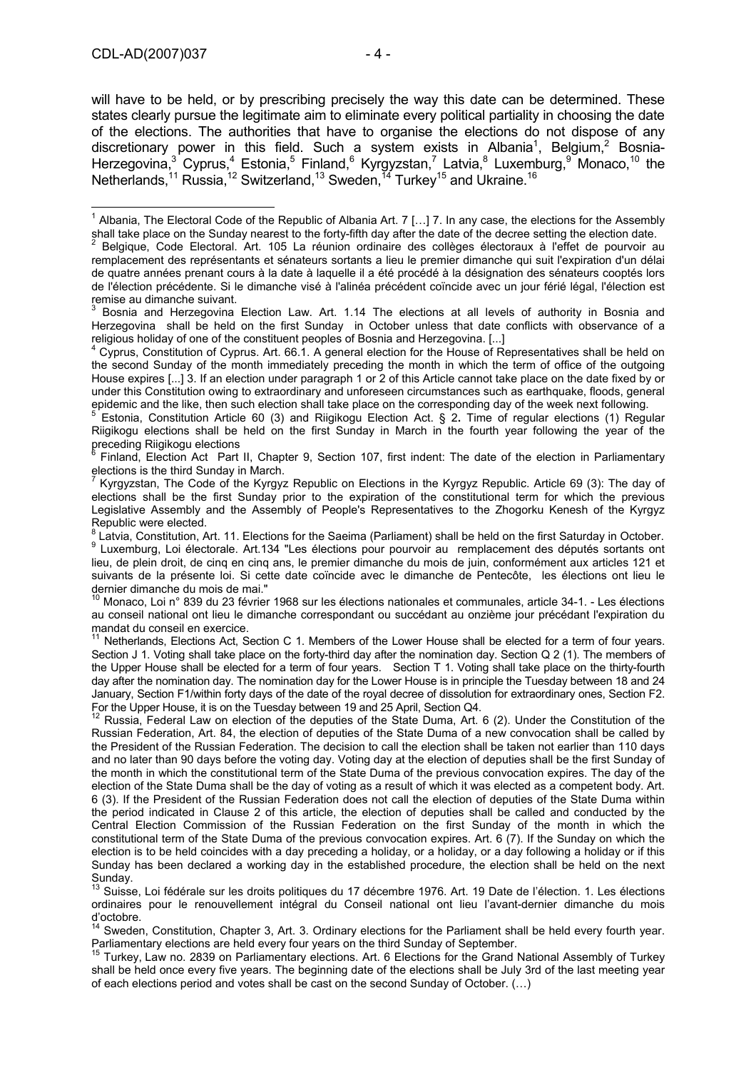will have to be held, or by prescribing precisely the way this date can be determined. These states clearly pursue the legitimate aim to eliminate every political partiality in choosing the date of the elections. The authorities that have to organise the elections do not dispose of any discretionary power in this field. Such a system exists in Albania[1], Belgium,[2] Bosnia-Herzegovina,[3] Cyprus,[4] Estonia,[5] Finland,[6] Kyrgyzstan,[7] Latvia,[8] Luxemburg,[9] Monaco,[10] the Netherlands,[11] Russia,[12] Switzerland,[13] Sweden,[14] Turkey[15] and Ukraine.[16]

---

[1] Albania, The Electoral Code of the Republic of Albania Art. 7 […] 7. In any case, the elections for the Assembly shall take place on the Sunday nearest to the forty-fifth day after the date of the decree setting the election date.

[2] Belgique, Code Electoral. Art. 105 La réunion ordinaire des collèges électoraux à l'effet de pourvoir au remplacement des représentants et sénateurs sortants a lieu le premier dimanche qui suit l'expiration d'un délai de quatre années prenant cours à la date à laquelle il a été procédé à la désignation des sénateurs cooptés lors de l'élection précédente. Si le dimanche visé à l'alinéa précédent coïncide avec un jour férié légal, l'élection est remise au dimanche suivant.

[3] Bosnia and Herzegovina Election Law. Art. 1.14 The elections at all levels of authority in Bosnia and Herzegovina shall be held on the first Sunday in October unless that date conflicts with observance of a religious holiday of one of the constituent peoples of Bosnia and Herzegovina. [...]

[4] Cyprus, Constitution of Cyprus. Art. 66.1. A general election for the House of Representatives shall be held on the second Sunday of the month immediately preceding the month in which the term of office of the outgoing House expires [...] 3. If an election under paragraph 1 or 2 of this Article cannot take place on the date fixed by or under this Constitution owing to extraordinary and unforeseen circumstances such as earthquake, floods, general epidemic and the like, then such election shall take place on the corresponding day of the week next following.

[5] Estonia, Constitution Article 60 (3) and Riigikogu Election Act. § 2**.** Time of regular elections (1) Regular Riigikogu elections shall be held on the first Sunday in March in the fourth year following the year of the preceding Riigikogu elections

[6] Finland, Election Act Part II, Chapter 9, Section 107, first indent: The date of the election in Parliamentary elections is the third Sunday in March.

[7] Kyrgyzstan, The Code of the Kyrgyz Republic on Elections in the Kyrgyz Republic. Article 69 (3): The day of elections shall be the first Sunday prior to the expiration of the constitutional term for which the previous Legislative Assembly and the Assembly of People's Representatives to the Zhogorku Kenesh of the Kyrgyz Republic were elected.

[8] Latvia, Constitution, Art. 11. Elections for the Saeima (Parliament) shall be held on the first Saturday in October.

[9] Luxemburg, Loi électorale. Art.134 "Les élections pour pourvoir au remplacement des députés sortants ont lieu, de plein droit, de cinq en cinq ans, le premier dimanche du mois de juin, conformément aux articles 121 et suivants de la présente loi. Si cette date coïncide avec le dimanche de Pentecôte, les élections ont lieu le dernier dimanche du mois de mai."

[10] Monaco, Loi n° 839 du 23 février 1968 sur les élections nationales et communales, article 34-1. - Les élections au conseil national ont lieu le dimanche correspondant ou succédant au onzième jour précédant l'expiration du mandat du conseil en exercice.

[11] Netherlands, Elections Act, Section C 1. Members of the Lower House shall be elected for a term of four years. Section J 1. Voting shall take place on the forty-third day after the nomination day. Section Q 2 (1). The members of the Upper House shall be elected for a term of four years. Section T 1. Voting shall take place on the thirty-fourth day after the nomination day. The nomination day for the Lower House is in principle the Tuesday between 18 and 24 January, Section F1/within forty days of the date of the royal decree of dissolution for extraordinary ones, Section F2. For the Upper House, it is on the Tuesday between 19 and 25 April, Section Q4.

[12] Russia, Federal Law on election of the deputies of the State Duma, Art. 6 (2). Under the Constitution of the Russian Federation, Art. 84, the election of deputies of the State Duma of a new convocation shall be called by the President of the Russian Federation. The decision to call the election shall be taken not earlier than 110 days and no later than 90 days before the voting day. Voting day at the election of deputies shall be the first Sunday of the month in which the constitutional term of the State Duma of the previous convocation expires. The day of the election of the State Duma shall be the day of voting as a result of which it was elected as a competent body. Art. 6 (3). If the President of the Russian Federation does not call the election of deputies of the State Duma within the period indicated in Clause 2 of this article, the election of deputies shall be called and conducted by the Central Election Commission of the Russian Federation on the first Sunday of the month in which the constitutional term of the State Duma of the previous convocation expires. Art. 6 (7). If the Sunday on which the election is to be held coincides with a day preceding a holiday, or a holiday, or a day following a holiday or if this Sunday has been declared a working day in the established procedure, the election shall be held on the next Sunday.

[13] Suisse, Loi fédérale sur les droits politiques du 17 décembre 1976. Art. 19 Date de l'élection. 1. Les élections ordinaires pour le renouvellement intégral du Conseil national ont lieu l'avant-dernier dimanche du mois d'octobre.

[14] Sweden, Constitution, Chapter 3, Art. 3. Ordinary elections for the Parliament shall be held every fourth year. Parliamentary elections are held every four years on the third Sunday of September.

[15] Turkey, Law no. 2839 on Parliamentary elections. Art. 6 Elections for the Grand National Assembly of Turkey shall be held once every five years. The beginning date of the elections shall be July 3rd of the last meeting year of each elections period and votes shall be cast on the second Sunday of October. (…)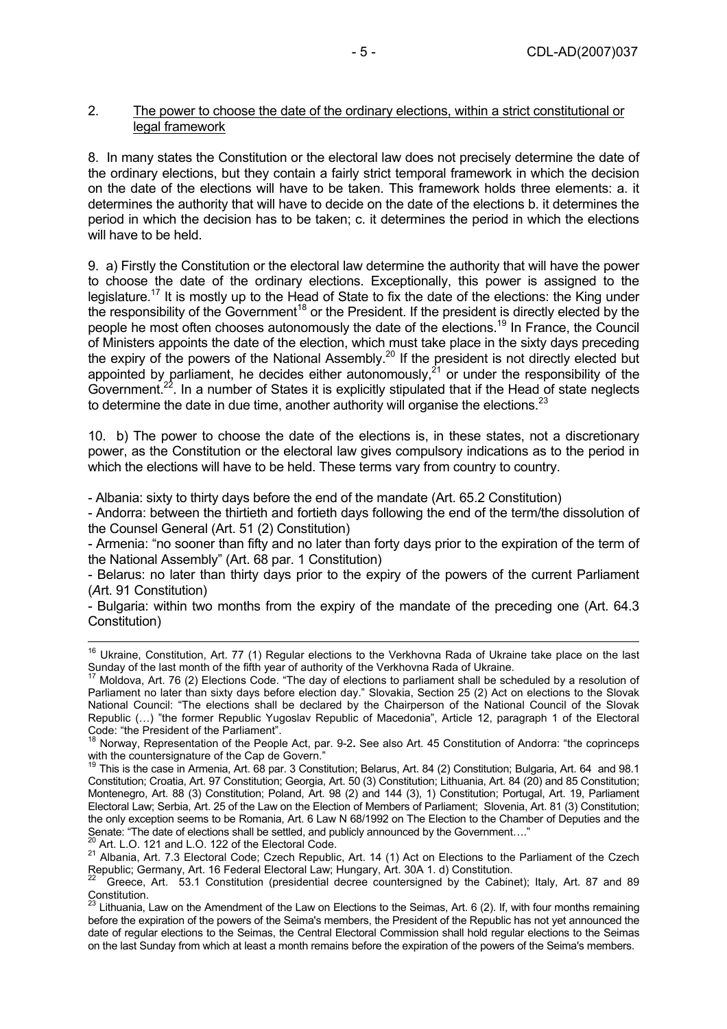2. The power to choose the date of the ordinary elections, within a strict constitutional or legal framework

8. In many states the Constitution or the electoral law does not precisely determine the date of the ordinary elections, but they contain a fairly strict temporal framework in which the decision on the date of the elections will have to be taken. This framework holds three elements: a. it determines the authority that will have to decide on the date of the elections b. it determines the period in which the decision has to be taken; c. it determines the period in which the elections will have to be held.

9. a) Firstly the Constitution or the electoral law determine the authority that will have the power to choose the date of the ordinary elections. Exceptionally, this power is assigned to the legislature.[17] It is mostly up to the Head of State to fix the date of the elections: the King under the responsibility of the Government[18] or the President. If the president is directly elected by the people he most often chooses autonomously the date of the elections.[19] In France, the Council of Ministers appoints the date of the election, which must take place in the sixty days preceding the expiry of the powers of the National Assembly.[20] If the president is not directly elected but appointed by parliament, he decides either autonomously,[21] or under the responsibility of the Government.[22]. In a number of States it is explicitly stipulated that if the Head of state neglects to determine the date in due time, another authority will organise the elections.[23]

10. b) The power to choose the date of the elections is, in these states, not a discretionary power, as the Constitution or the electoral law gives compulsory indications as to the period in which the elections will have to be held. These terms vary from country to country.

- Albania: sixty to thirty days before the end of the mandate (Art. 65.2 Constitution)
- Andorra: between the thirtieth and fortieth days following the end of the term/the dissolution of the Counsel General (Art. 51 (2) Constitution)
- Armenia: "no sooner than fifty and no later than forty days prior to the expiration of the term of the National Assembly" (Art. 68 par. 1 Constitution)
- Belarus: no later than thirty days prior to the expiry of the powers of the current Parliament (*Art*. 91 Constitution)
- Bulgaria: within two months from the expiry of the mandate of the preceding one (Art. 64.3 Constitution)

---

[16] Ukraine, Constitution, Art. 77 (1) Regular elections to the Verkhovna Rada of Ukraine take place on the last Sunday of the last month of the fifth year of authority of the Verkhovna Rada of Ukraine.

[17] Moldova, Art. 76 (2) Elections Code. "The day of elections to parliament shall be scheduled by a resolution of Parliament no later than sixty days before election day." Slovakia, Section 25 (2) Act on elections to the Slovak National Council: "The elections shall be declared by the Chairperson of the National Council of the Slovak Republic (…) "the former Republic Yugoslav Republic of Macedonia", Article 12, paragraph 1 of the Electoral Code: "the President of the Parliament".

[18] Norway, Representation of the People Act, par. 9-2**.** See also Art. 45 Constitution of Andorra: "the coprinceps with the countersignature of the Cap de Govern."

[19] This is the case in Armenia, Art. 68 par. 3 Constitution; Belarus, Art. 84 (2) Constitution; Bulgaria, Art. 64 and 98.1 Constitution; Croatia, Art. 97 Constitution; Georgia, Art. 50 (3) Constitution; Lithuania, Art. 84 (20) and 85 Constitution; Montenegro, Art. 88 (3) Constitution; Poland, Art. 98 (2) and 144 (3), 1) Constitution; Portugal, Art. 19, Parliament Electoral Law; Serbia, Art. 25 of the Law on the Election of Members of Parliament; Slovenia, Art. 81 (3) Constitution; the only exception seems to be Romania, Art. 6 Law N 68/1992 on The Election to the Chamber of Deputies and the Senate: "The date of elections shall be settled, and publicly announced by the Government…."

[20] Art. L.O. 121 and L.O. 122 of the Electoral Code.

[21] Albania, Art. 7.3 Electoral Code; Czech Republic, Art. 14 (1) Act on Elections to the Parliament of the Czech Republic; Germany, Art. 16 Federal Electoral Law; Hungary, Art. 30A 1. d) Constitution.

[22] Greece, Art. 53.1 Constitution (presidential decree countersigned by the Cabinet); Italy, Art. 87 and 89 Constitution.

[23] Lithuania, Law on the Amendment of the Law on Elections to the Seimas, Art. 6 (2). If, with four months remaining before the expiration of the powers of the Seima's members, the President of the Republic has not yet announced the date of regular elections to the Seimas, the Central Electoral Commission shall hold regular elections to the Seimas on the last Sunday from which at least a month remains before the expiration of the powers of the Seima's members.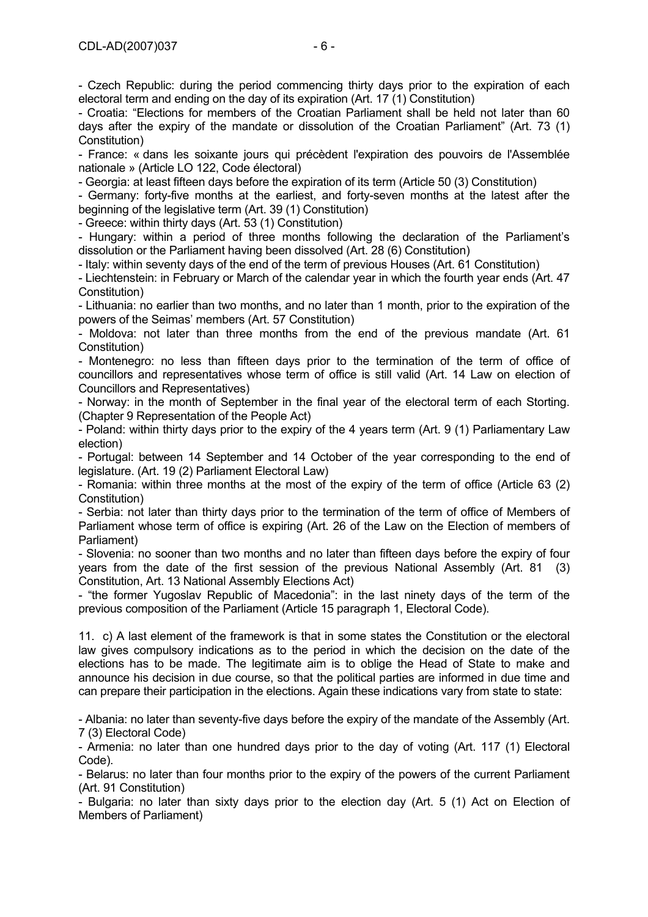- Czech Republic: during the period commencing thirty days prior to the expiration of each electoral term and ending on the day of its expiration (Art. 17 (1) Constitution)

- Croatia: "Elections for members of the Croatian Parliament shall be held not later than 60 days after the expiry of the mandate or dissolution of the Croatian Parliament" (Art. 73 (1) Constitution)

- France: « dans les soixante jours qui précèdent l'expiration des pouvoirs de l'Assemblée nationale » (Article LO 122, Code électoral)

- Georgia: at least fifteen days before the expiration of its term (Article 50 (3) Constitution)

- Germany: forty-five months at the earliest, and forty-seven months at the latest after the beginning of the legislative term (Art. 39 (1) Constitution)

- Greece: within thirty days (Art. 53 (1) Constitution)

- Hungary: within a period of three months following the declaration of the Parliament's dissolution or the Parliament having been dissolved (Art. 28 (6) Constitution)

- Italy: within seventy days of the end of the term of previous Houses (Art. 61 Constitution)

- Liechtenstein: in February or March of the calendar year in which the fourth year ends (Art. 47 Constitution)

- Lithuania: no earlier than two months, and no later than 1 month, prior to the expiration of the powers of the Seimas' members (Art. 57 Constitution)

- Moldova: not later than three months from the end of the previous mandate (Art. 61 Constitution)

- Montenegro: no less than fifteen days prior to the termination of the term of office of councillors and representatives whose term of office is still valid (Art. 14 Law on election of Councillors and Representatives)

- Norway: in the month of September in the final year of the electoral term of each Storting. (Chapter 9 Representation of the People Act)

- Poland: within thirty days prior to the expiry of the 4 years term (Art. 9 (1) Parliamentary Law election)

- Portugal: between 14 September and 14 October of the year corresponding to the end of legislature. (Art. 19 (2) Parliament Electoral Law)

- Romania: within three months at the most of the expiry of the term of office (Article 63 (2) Constitution)

- Serbia: not later than thirty days prior to the termination of the term of office of Members of Parliament whose term of office is expiring (Art. 26 of the Law on the Election of members of Parliament)

- Slovenia: no sooner than two months and no later than fifteen days before the expiry of four years from the date of the first session of the previous National Assembly (Art. 81 (3) Constitution, Art. 13 National Assembly Elections Act)

- "the former Yugoslav Republic of Macedonia": in the last ninety days of the term of the previous composition of the Parliament (Article 15 paragraph 1, Electoral Code).

11. c) A last element of the framework is that in some states the Constitution or the electoral law gives compulsory indications as to the period in which the decision on the date of the elections has to be made. The legitimate aim is to oblige the Head of State to make and announce his decision in due course, so that the political parties are informed in due time and can prepare their participation in the elections. Again these indications vary from state to state:

- Albania: no later than seventy-five days before the expiry of the mandate of the Assembly (Art. 7 (3) Electoral Code)

- Armenia: no later than one hundred days prior to the day of voting (Art. 117 (1) Electoral Code).

- Belarus: no later than four months prior to the expiry of the powers of the current Parliament (Art. 91 Constitution)

- Bulgaria: no later than sixty days prior to the election day (Art. 5 (1) Act on Election of Members of Parliament)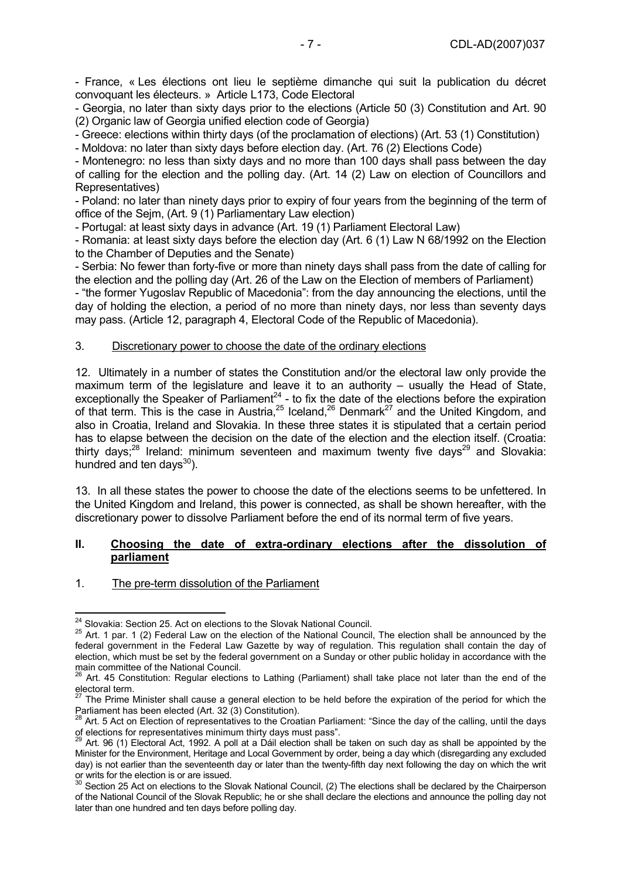- France, « Les élections ont lieu le septième dimanche qui suit la publication du décret convoquant les électeurs. » Article L173, Code Electoral

- Georgia, no later than sixty days prior to the elections (Article 50 (3) Constitution and Art. 90 (2) Organic law of Georgia unified election code of Georgia)

- Greece: elections within thirty days (of the proclamation of elections) (Art. 53 (1) Constitution)

- Moldova: no later than sixty days before election day. (Art. 76 (2) Elections Code)

- Montenegro: no less than sixty days and no more than 100 days shall pass between the day of calling for the election and the polling day. (Art. 14 (2) Law on election of Councillors and Representatives)

- Poland: no later than ninety days prior to expiry of four years from the beginning of the term of office of the Sejm, (Art. 9 (1) Parliamentary Law election)

- Portugal: at least sixty days in advance (Art. 19 (1) Parliament Electoral Law)

- Romania: at least sixty days before the election day (Art. 6 (1) Law N 68/1992 on the Election to the Chamber of Deputies and the Senate)

- Serbia: No fewer than forty-five or more than ninety days shall pass from the date of calling for the election and the polling day (Art. 26 of the Law on the Election of members of Parliament)

- "the former Yugoslav Republic of Macedonia": from the day announcing the elections, until the day of holding the election, a period of no more than ninety days, nor less than seventy days may pass. (Article 12, paragraph 4, Electoral Code of the Republic of Macedonia).

3. Discretionary power to choose the date of the ordinary elections

12. Ultimately in a number of states the Constitution and/or the electoral law only provide the maximum term of the legislature and leave it to an authority – usually the Head of State, exceptionally the Speaker of Parliament[24] - to fix the date of the elections before the expiration of that term. This is the case in Austria,[25] Iceland,[26] Denmark[27] and the United Kingdom, and also in Croatia, Ireland and Slovakia. In these three states it is stipulated that a certain period has to elapse between the decision on the date of the election and the election itself. (Croatia: thirty days;[28] Ireland: minimum seventeen and maximum twenty five days[29] and Slovakia: hundred and ten days[30]).

13. In all these states the power to choose the date of the elections seems to be unfettered. In the United Kingdom and Ireland, this power is connected, as shall be shown hereafter, with the discretionary power to dissolve Parliament before the end of its normal term of five years.

## II. Choosing the date of extra-ordinary elections after the dissolution of parliament

1. The pre-term dissolution of the Parliament

---

[24] Slovakia: Section 25. Act on elections to the Slovak National Council.

[25] Art. 1 par. 1 (2) Federal Law on the election of the National Council, The election shall be announced by the federal government in the Federal Law Gazette by way of regulation. This regulation shall contain the day of election, which must be set by the federal government on a Sunday or other public holiday in accordance with the main committee of the National Council.

[26] Art. 45 Constitution: Regular elections to Lathing (Parliament) shall take place not later than the end of the electoral term.

[27] The Prime Minister shall cause a general election to be held before the expiration of the period for which the Parliament has been elected (Art. 32 (3) Constitution).

[28] Art. 5 Act on Election of representatives to the Croatian Parliament: "Since the day of the calling, until the days of elections for representatives minimum thirty days must pass".

[29] Art. 96 (1) Electoral Act, 1992. A poll at a Dáil election shall be taken on such day as shall be appointed by the Minister for the Environment, Heritage and Local Government by order, being a day which (disregarding any excluded day) is not earlier than the seventeenth day or later than the twenty-fifth day next following the day on which the writ or writs for the election is or are issued.

[30] Section 25 Act on elections to the Slovak National Council, (2) The elections shall be declared by the Chairperson of the National Council of the Slovak Republic; he or she shall declare the elections and announce the polling day not later than one hundred and ten days before polling day.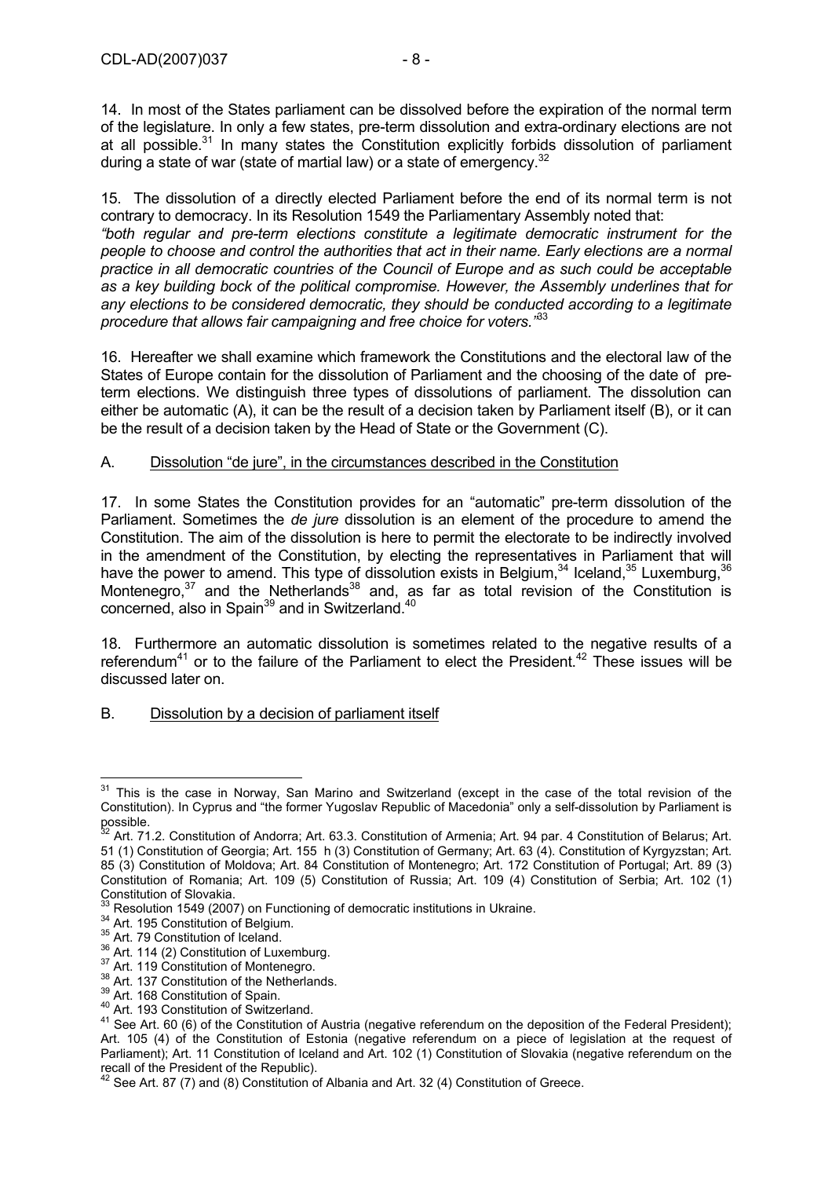14. In most of the States parliament can be dissolved before the expiration of the normal term of the legislature. In only a few states, pre-term dissolution and extra-ordinary elections are not at all possible.[31] In many states the Constitution explicitly forbids dissolution of parliament during a state of war (state of martial law) or a state of emergency.[32]

15. The dissolution of a directly elected Parliament before the end of its normal term is not contrary to democracy. In its Resolution 1549 the Parliamentary Assembly noted that: *"both regular and pre-term elections constitute a legitimate democratic instrument for the people to choose and control the authorities that act in their name. Early elections are a normal practice in all democratic countries of the Council of Europe and as such could be acceptable as a key building bock of the political compromise. However, the Assembly underlines that for any elections to be considered democratic, they should be conducted according to a legitimate procedure that allows fair campaigning and free choice for voters."*[33]

16. Hereafter we shall examine which framework the Constitutions and the electoral law of the States of Europe contain for the dissolution of Parliament and the choosing of the date of pre-term elections. We distinguish three types of dissolutions of parliament. The dissolution can either be automatic (A), it can be the result of a decision taken by Parliament itself (B), or it can be the result of a decision taken by the Head of State or the Government (C).

A. Dissolution "de jure", in the circumstances described in the Constitution

17. In some States the Constitution provides for an "automatic" pre-term dissolution of the Parliament. Sometimes the *de jure* dissolution is an element of the procedure to amend the Constitution. The aim of the dissolution is here to permit the electorate to be indirectly involved in the amendment of the Constitution, by electing the representatives in Parliament that will have the power to amend. This type of dissolution exists in Belgium,[34] Iceland,[35] Luxemburg,[36] Montenegro,[37] and the Netherlands[38] and, as far as total revision of the Constitution is concerned, also in Spain[39] and in Switzerland.[40]

18. Furthermore an automatic dissolution is sometimes related to the negative results of a referendum[41] or to the failure of the Parliament to elect the President.[42] These issues will be discussed later on.

B. Dissolution by a decision of parliament itself

---

[31] This is the case in Norway, San Marino and Switzerland (except in the case of the total revision of the Constitution). In Cyprus and "the former Yugoslav Republic of Macedonia" only a self-dissolution by Parliament is possible.

[32] Art. 71.2. Constitution of Andorra; Art. 63.3. Constitution of Armenia; Art. 94 par. 4 Constitution of Belarus; Art. 51 (1) Constitution of Georgia; Art. 155 h (3) Constitution of Germany; Art. 63 (4). Constitution of Kyrgyzstan; Art. 85 (3) Constitution of Moldova; Art. 84 Constitution of Montenegro; Art. 172 Constitution of Portugal; Art. 89 (3) Constitution of Romania; Art. 109 (5) Constitution of Russia; Art. 109 (4) Constitution of Serbia; Art. 102 (1) Constitution of Slovakia.

[33] Resolution 1549 (2007) on Functioning of democratic institutions in Ukraine.

[34] Art. 195 Constitution of Belgium.

[35] Art. 79 Constitution of Iceland.

[36] Art. 114 (2) Constitution of Luxemburg.

[37] Art. 119 Constitution of Montenegro.

[38] Art. 137 Constitution of the Netherlands.

[39] Art. 168 Constitution of Spain.

[40] Art. 193 Constitution of Switzerland.

[41] See Art. 60 (6) of the Constitution of Austria (negative referendum on the deposition of the Federal President); Art. 105 (4) of the Constitution of Estonia (negative referendum on a piece of legislation at the request of Parliament); Art. 11 Constitution of Iceland and Art. 102 (1) Constitution of Slovakia (negative referendum on the recall of the President of the Republic).

[42] See Art. 87 (7) and (8) Constitution of Albania and Art. 32 (4) Constitution of Greece.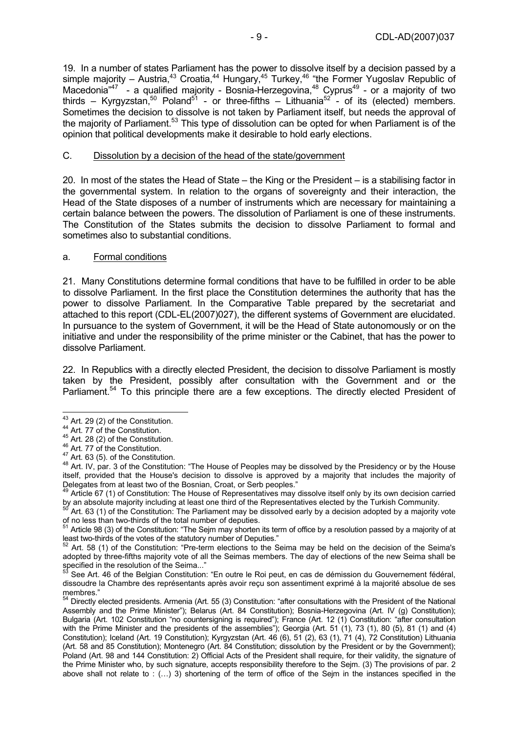19. In a number of states Parliament has the power to dissolve itself by a decision passed by a simple majority – Austria,[43] Croatia,[44] Hungary,[45] Turkey,[46] "the Former Yugoslav Republic of Macedonia"[47] - a qualified majority - Bosnia-Herzegovina,[48] Cyprus[49] - or a majority of two thirds – Kyrgyzstan,[50] Poland[51] - or three-fifths – Lithuania[52] - of its (elected) members. Sometimes the decision to dissolve is not taken by Parliament itself, but needs the approval of the majority of Parliament.[53] This type of dissolution can be opted for when Parliament is of the opinion that political developments make it desirable to hold early elections.

## C. Dissolution by a decision of the head of the state/government

20. In most of the states the Head of State – the King or the President – is a stabilising factor in the governmental system. In relation to the organs of sovereignty and their interaction, the Head of the State disposes of a number of instruments which are necessary for maintaining a certain balance between the powers. The dissolution of Parliament is one of these instruments. The Constitution of the States submits the decision to dissolve Parliament to formal and sometimes also to substantial conditions.

### a. Formal conditions

21. Many Constitutions determine formal conditions that have to be fulfilled in order to be able to dissolve Parliament. In the first place the Constitution determines the authority that has the power to dissolve Parliament. In the Comparative Table prepared by the secretariat and attached to this report (CDL-EL(2007)027), the different systems of Government are elucidated. In pursuance to the system of Government, it will be the Head of State autonomously or on the initiative and under the responsibility of the prime minister or the Cabinet, that has the power to dissolve Parliament.

22. In Republics with a directly elected President, the decision to dissolve Parliament is mostly taken by the President, possibly after consultation with the Government and or the Parliament.[54] To this principle there are a few exceptions. The directly elected President of

---

[43] Art. 29 (2) of the Constitution.

[44] Art. 77 of the Constitution.

[45] Art. 28 (2) of the Constitution.

[46] Art. 77 of the Constitution.

[47] Art. 63 (5). of the Constitution.

[48] Art. IV, par. 3 of the Constitution: "The House of Peoples may be dissolved by the Presidency or by the House itself, provided that the House's decision to dissolve is approved by a majority that includes the majority of Delegates from at least two of the Bosnian, Croat, or Serb peoples."

[49] Article 67 (1) of Constitution: The House of Representatives may dissolve itself only by its own decision carried by an absolute majority including at least one third of the Representatives elected by the Turkish Community.

[50] Art. 63 (1) of the Constitution: The Parliament may be dissolved early by a decision adopted by a majority vote of no less than two-thirds of the total number of deputies.

[51] Article 98 (3) of the Constitution: "The Sejm may shorten its term of office by a resolution passed by a majority of at least two-thirds of the votes of the statutory number of Deputies."

[52] Art. 58 (1) of the Constitution: "Pre-term elections to the Seima may be held on the decision of the Seima's adopted by three-fifths majority vote of all the Seimas members. The day of elections of the new Seima shall be specified in the resolution of the Seima..."

[53] See Art. 46 of the Belgian Constitution: "En outre le Roi peut, en cas de démission du Gouvernement fédéral, dissoudre la Chambre des représentants après avoir reçu son assentiment exprimé à la majorité absolue de ses membres."

[54] Directly elected presidents. Armenia (Art. 55 (3) Constitution: "after consultations with the President of the National Assembly and the Prime Minister"); Belarus (Art. 84 Constitution); Bosnia-Herzegovina (Art. IV (g) Constitution); Bulgaria (Art. 102 Constitution "no countersigning is required"); France (Art. 12 (1) Constitution: "after consultation with the Prime Minister and the presidents of the assemblies"); Georgia (Art. 51 (1), 73 (1), 80 (5), 81 (1) and (4) Constitution); Iceland (Art. 19 Constitution); Kyrgyzstan (Art. 46 (6), 51 (2), 63 (1), 71 (4), 72 Constitution) Lithuania (Art. 58 and 85 Constitution); Montenegro (Art. 84 Constitution; dissolution by the President or by the Government); Poland (Art. 98 and 144 Constitution: 2) Official Acts of the President shall require, for their validity, the signature of the Prime Minister who, by such signature, accepts responsibility therefore to the Sejm. (3) The provisions of par. 2 above shall not relate to : (…) 3) shortening of the term of office of the Sejm in the instances specified in the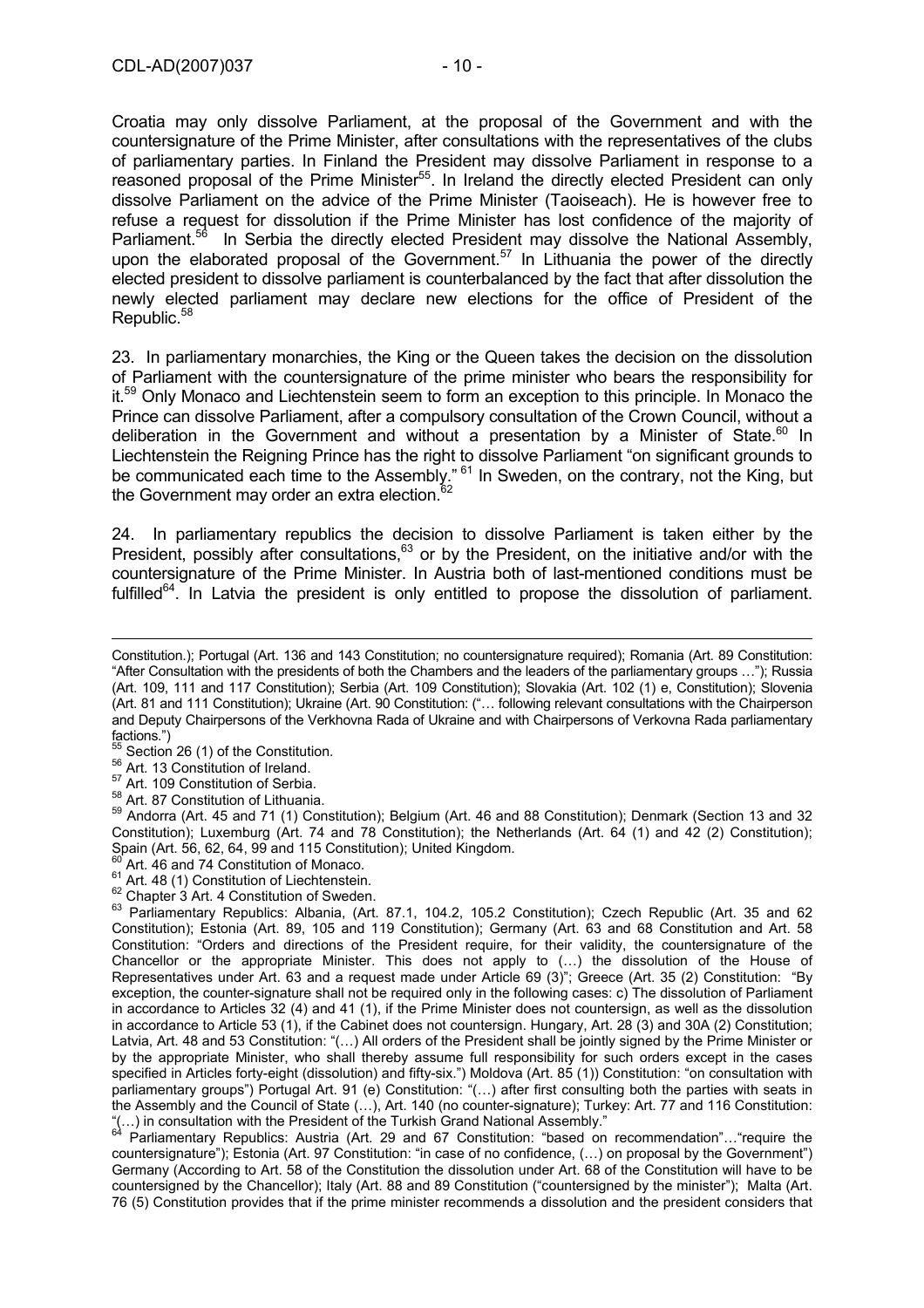Croatia may only dissolve Parliament, at the proposal of the Government and with the countersignature of the Prime Minister, after consultations with the representatives of the clubs of parliamentary parties. In Finland the President may dissolve Parliament in response to a reasoned proposal of the Prime Minister[55]. In Ireland the directly elected President can only dissolve Parliament on the advice of the Prime Minister (Taoiseach). He is however free to refuse a request for dissolution if the Prime Minister has lost confidence of the majority of Parliament.[56] In Serbia the directly elected President may dissolve the National Assembly, upon the elaborated proposal of the Government.[57] In Lithuania the power of the directly elected president to dissolve parliament is counterbalanced by the fact that after dissolution the newly elected parliament may declare new elections for the office of President of the Republic.[58]

23. In parliamentary monarchies, the King or the Queen takes the decision on the dissolution of Parliament with the countersignature of the prime minister who bears the responsibility for it.[59] Only Monaco and Liechtenstein seem to form an exception to this principle. In Monaco the Prince can dissolve Parliament, after a compulsory consultation of the Crown Council, without a deliberation in the Government and without a presentation by a Minister of State.[60] In Liechtenstein the Reigning Prince has the right to dissolve Parliament "on significant grounds to be communicated each time to the Assembly." [61] In Sweden, on the contrary, not the King, but the Government may order an extra election.[62]

24. In parliamentary republics the decision to dissolve Parliament is taken either by the President, possibly after consultations,[63] or by the President, on the initiative and/or with the countersignature of the Prime Minister. In Austria both of last-mentioned conditions must be fulfilled[64]. In Latvia the president is only entitled to propose the dissolution of parliament.

---

Constitution.); Portugal (Art. 136 and 143 Constitution; no countersignature required); Romania (Art. 89 Constitution: "After Consultation with the presidents of both the Chambers and the leaders of the parliamentary groups …"); Russia (Art. 109, 111 and 117 Constitution); Serbia (Art. 109 Constitution); Slovakia (Art. 102 (1) e, Constitution); Slovenia (Art. 81 and 111 Constitution); Ukraine (Art. 90 Constitution: ("… following relevant consultations with the Chairperson and Deputy Chairpersons of the Verkhovna Rada of Ukraine and with Chairpersons of Verkovna Rada parliamentary factions.")

[55] Section 26 (1) of the Constitution.

[56] Art. 13 Constitution of Ireland.

[57] Art. 109 Constitution of Serbia.

[58] Art. 87 Constitution of Lithuania.

[59] Andorra (Art. 45 and 71 (1) Constitution); Belgium (Art. 46 and 88 Constitution); Denmark (Section 13 and 32 Constitution); Luxemburg (Art. 74 and 78 Constitution); the Netherlands (Art. 64 (1) and 42 (2) Constitution); Spain (Art. 56, 62, 64, 99 and 115 Constitution); United Kingdom.

[60] Art. 46 and 74 Constitution of Monaco.

[61] Art. 48 (1) Constitution of Liechtenstein.

[62] Chapter 3 Art. 4 Constitution of Sweden.

[63] Parliamentary Republics: Albania, (Art. 87.1, 104.2, 105.2 Constitution); Czech Republic (Art. 35 and 62 Constitution); Estonia (Art. 89, 105 and 119 Constitution); Germany (Art. 63 and 68 Constitution and Art. 58 Constitution: "Orders and directions of the President require, for their validity, the countersignature of the Chancellor or the appropriate Minister. This does not apply to (…) the dissolution of the House of Representatives under Art. 63 and a request made under Article 69 (3)"; Greece (Art. 35 (2) Constitution: "By exception, the counter-signature shall not be required only in the following cases: c) The dissolution of Parliament in accordance to Articles 32 (4) and 41 (1), if the Prime Minister does not countersign, as well as the dissolution in accordance to Article 53 (1), if the Cabinet does not countersign. Hungary, Art. 28 (3) and 30A (2) Constitution; Latvia, Art. 48 and 53 Constitution: "(…) All orders of the President shall be jointly signed by the Prime Minister or by the appropriate Minister, who shall thereby assume full responsibility for such orders except in the cases specified in Articles forty-eight (dissolution) and fifty-six.") Moldova (Art. 85 (1)) Constitution: "on consultation with parliamentary groups") Portugal Art. 91 (e) Constitution: "(…) after first consulting both the parties with seats in the Assembly and the Council of State (…), Art. 140 (no counter-signature); Turkey: Art. 77 and 116 Constitution: "(…) in consultation with the President of the Turkish Grand National Assembly."

[64] Parliamentary Republics: Austria (Art. 29 and 67 Constitution: "based on recommendation"…"require the countersignature"); Estonia (Art. 97 Constitution: "in case of no confidence, (…) on proposal by the Government") Germany (According to Art. 58 of the Constitution the dissolution under Art. 68 of the Constitution will have to be countersigned by the Chancellor); Italy (Art. 88 and 89 Constitution ("countersigned by the minister"); Malta (Art. 76 (5) Constitution provides that if the prime minister recommends a dissolution and the president considers that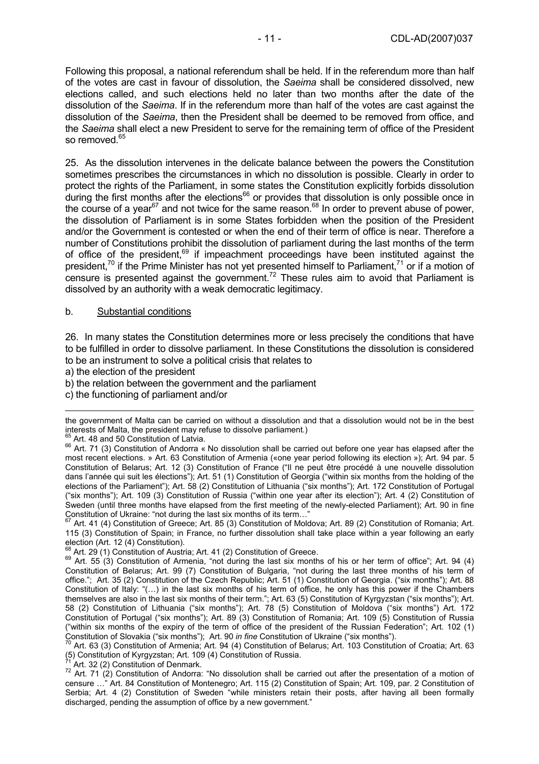Following this proposal, a national referendum shall be held. If in the referendum more than half of the votes are cast in favour of dissolution, the *Saeima* shall be considered dissolved, new elections called, and such elections held no later than two months after the date of the dissolution of the *Saeima*. If in the referendum more than half of the votes are cast against the dissolution of the *Saeima*, then the President shall be deemed to be removed from office, and the *Saeima* shall elect a new President to serve for the remaining term of office of the President so removed.[65]

25. As the dissolution intervenes in the delicate balance between the powers the Constitution sometimes prescribes the circumstances in which no dissolution is possible. Clearly in order to protect the rights of the Parliament, in some states the Constitution explicitly forbids dissolution during the first months after the elections[66] or provides that dissolution is only possible once in the course of a year[67] and not twice for the same reason.[68] In order to prevent abuse of power, the dissolution of Parliament is in some States forbidden when the position of the President and/or the Government is contested or when the end of their term of office is near. Therefore a number of Constitutions prohibit the dissolution of parliament during the last months of the term of office of the president,[69] if impeachment proceedings have been instituted against the president,[70] if the Prime Minister has not yet presented himself to Parliament,[71] or if a motion of censure is presented against the government.[72] These rules aim to avoid that Parliament is dissolved by an authority with a weak democratic legitimacy.

b. Substantial conditions

26. In many states the Constitution determines more or less precisely the conditions that have to be fulfilled in order to dissolve parliament. In these Constitutions the dissolution is considered to be an instrument to solve a political crisis that relates to

a) the election of the president
b) the relation between the government and the parliament
c) the functioning of parliament and/or

---

the government of Malta can be carried on without a dissolution and that a dissolution would not be in the best interests of Malta, the president may refuse to dissolve parliament.)

[65] Art. 48 and 50 Constitution of Latvia.

[66] Art. 71 (3) Constitution of Andorra « No dissolution shall be carried out before one year has elapsed after the most recent elections. » Art. 63 Constitution of Armenia («one year period following its election »); Art. 94 par. 5 Constitution of Belarus; Art. 12 (3) Constitution of France ("Il ne peut être procédé à une nouvelle dissolution dans l'année qui suit les élections"); Art. 51 (1) Constitution of Georgia ("within six months from the holding of the elections of the Parliament"); Art. 58 (2) Constitution of Lithuania ("six months"); Art. 172 Constitution of Portugal ("six months"); Art. 109 (3) Constitution of Russia ("within one year after its election"); Art. 4 (2) Constitution of Sweden (until three months have elapsed from the first meeting of the newly-elected Parliament); Art. 90 in fine Constitution of Ukraine: "not during the last six months of its term…"

[67] Art. 41 (4) Constitution of Greece; Art. 85 (3) Constitution of Moldova; Art. 89 (2) Constitution of Romania; Art. 115 (3) Constitution of Spain; in France, no further dissolution shall take place within a year following an early election (Art. 12 (4) Constitution).

[68] Art. 29 (1) Constitution of Austria; Art. 41 (2) Constitution of Greece.

[69] Art. 55 (3) Constitution of Armenia, "not during the last six months of his or her term of office"; Art. 94 (4) Constitution of Belarus; Art. 99 (7) Constitution of Bulgaria, "not during the last three months of his term of office."; Art. 35 (2) Constitution of the Czech Republic; Art. 51 (1) Constitution of Georgia. ("six months"); Art. 88 Constitution of Italy: "(…) in the last six months of his term of office, he only has this power if the Chambers themselves are also in the last six months of their term."; Art. 63 (5) Constitution of Kyrgyzstan ("six months"); Art. 58 (2) Constitution of Lithuania ("six months"); Art. 78 (5) Constitution of Moldova ("six months") Art. 172 Constitution of Portugal ("six months"); Art. 89 (3) Constitution of Romania; Art. 109 (5) Constitution of Russia ("within six months of the expiry of the term of office of the president of the Russian Federation"; Art. 102 (1) Constitution of Slovakia ("six months"); Art. 90 *in fine* Constitution of Ukraine ("six months").

[70] Art. 63 (3) Constitution of Armenia; Art. 94 (4) Constitution of Belarus; Art. 103 Constitution of Croatia; Art. 63 (5) Constitution of Kyrgyzstan; Art. 109 (4) Constitution of Russia.

[71] Art. 32 (2) Constitution of Denmark.

[72] Art. 71 (2) Constitution of Andorra: "No dissolution shall be carried out after the presentation of a motion of censure …" Art. 84 Constitution of Montenegro; Art. 115 (2) Constitution of Spain; Art. 109, par. 2 Constitution of Serbia; Art. 4 (2) Constitution of Sweden "while ministers retain their posts, after having all been formally discharged, pending the assumption of office by a new government."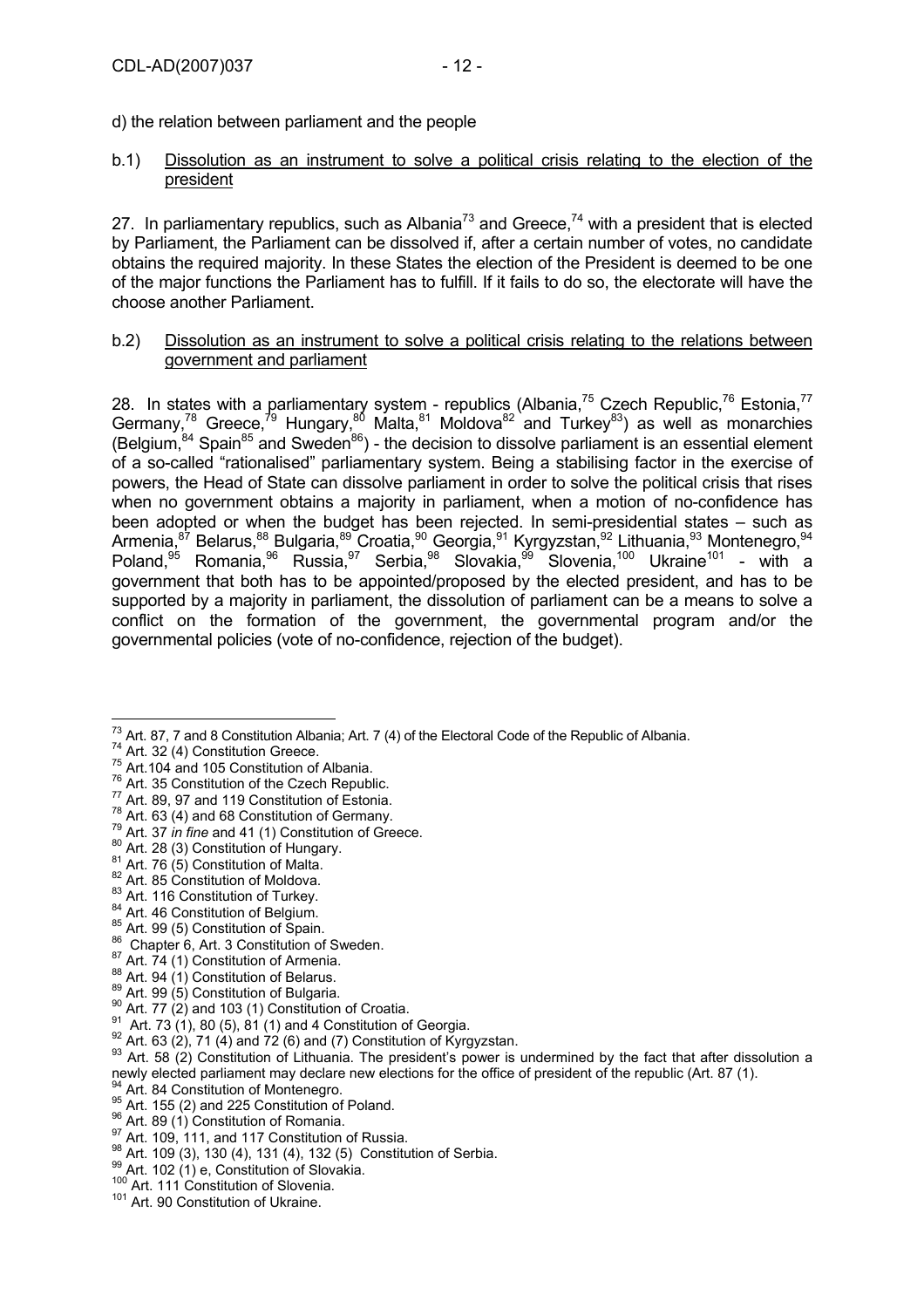d) the relation between parliament and the people

b.1) Dissolution as an instrument to solve a political crisis relating to the election of the president

27. In parliamentary republics, such as Albania[73] and Greece,[74] with a president that is elected by Parliament, the Parliament can be dissolved if, after a certain number of votes, no candidate obtains the required majority. In these States the election of the President is deemed to be one of the major functions the Parliament has to fulfill. If it fails to do so, the electorate will have the choose another Parliament.

b.2) Dissolution as an instrument to solve a political crisis relating to the relations between government and parliament

28. In states with a parliamentary system - republics (Albania,[75] Czech Republic,[76] Estonia,[77] Germany,[78] Greece,[79] Hungary,[80] Malta,[81] Moldova[82] and Turkey[83]) as well as monarchies (Belgium,[84] Spain[85] and Sweden[86]) - the decision to dissolve parliament is an essential element of a so-called "rationalised" parliamentary system. Being a stabilising factor in the exercise of powers, the Head of State can dissolve parliament in order to solve the political crisis that rises when no government obtains a majority in parliament, when a motion of no-confidence has been adopted or when the budget has been rejected. In semi-presidential states – such as Armenia,[87] Belarus,[88] Bulgaria,[89] Croatia,[90] Georgia,[91] Kyrgyzstan,[92] Lithuania,[93] Montenegro,[94] Poland,[95] Romania,[96] Russia,[97] Serbia,[98] Slovakia,[99] Slovenia,[100] Ukraine[101] - with a government that both has to be appointed/proposed by the elected president, and has to be supported by a majority in parliament, the dissolution of parliament can be a means to solve a conflict on the formation of the government, the governmental program and/or the governmental policies (vote of no-confidence, rejection of the budget).

---

[73] Art. 87, 7 and 8 Constitution Albania; Art. 7 (4) of the Electoral Code of the Republic of Albania.
[74] Art. 32 (4) Constitution Greece.
[75] Art.104 and 105 Constitution of Albania.
[76] Art. 35 Constitution of the Czech Republic.
[77] Art. 89, 97 and 119 Constitution of Estonia.
[78] Art. 63 (4) and 68 Constitution of Germany.
[79] Art. 37 *in fine* and 41 (1) Constitution of Greece.
[80] Art. 28 (3) Constitution of Hungary.
[81] Art. 76 (5) Constitution of Malta.
[82] Art. 85 Constitution of Moldova.
[83] Art. 116 Constitution of Turkey.
[84] Art. 46 Constitution of Belgium.
[85] Art. 99 (5) Constitution of Spain.
[86] Chapter 6, Art. 3 Constitution of Sweden.
[87] Art. 74 (1) Constitution of Armenia.
[88] Art. 94 (1) Constitution of Belarus.
[89] Art. 99 (5) Constitution of Bulgaria.
[90] Art. 77 (2) and 103 (1) Constitution of Croatia.
[91] Art. 73 (1), 80 (5), 81 (1) and 4 Constitution of Georgia.
[92] Art. 63 (2), 71 (4) and 72 (6) and (7) Constitution of Kyrgyzstan.
[93] Art. 58 (2) Constitution of Lithuania. The president's power is undermined by the fact that after dissolution a newly elected parliament may declare new elections for the office of president of the republic (Art. 87 (1).
[94] Art. 84 Constitution of Montenegro.
[95] Art. 155 (2) and 225 Constitution of Poland.
[96] Art. 89 (1) Constitution of Romania.
[97] Art. 109, 111, and 117 Constitution of Russia.
[98] Art. 109 (3), 130 (4), 131 (4), 132 (5) Constitution of Serbia.
[99] Art. 102 (1) e, Constitution of Slovakia.
[100] Art. 111 Constitution of Slovenia.
[101] Art. 90 Constitution of Ukraine.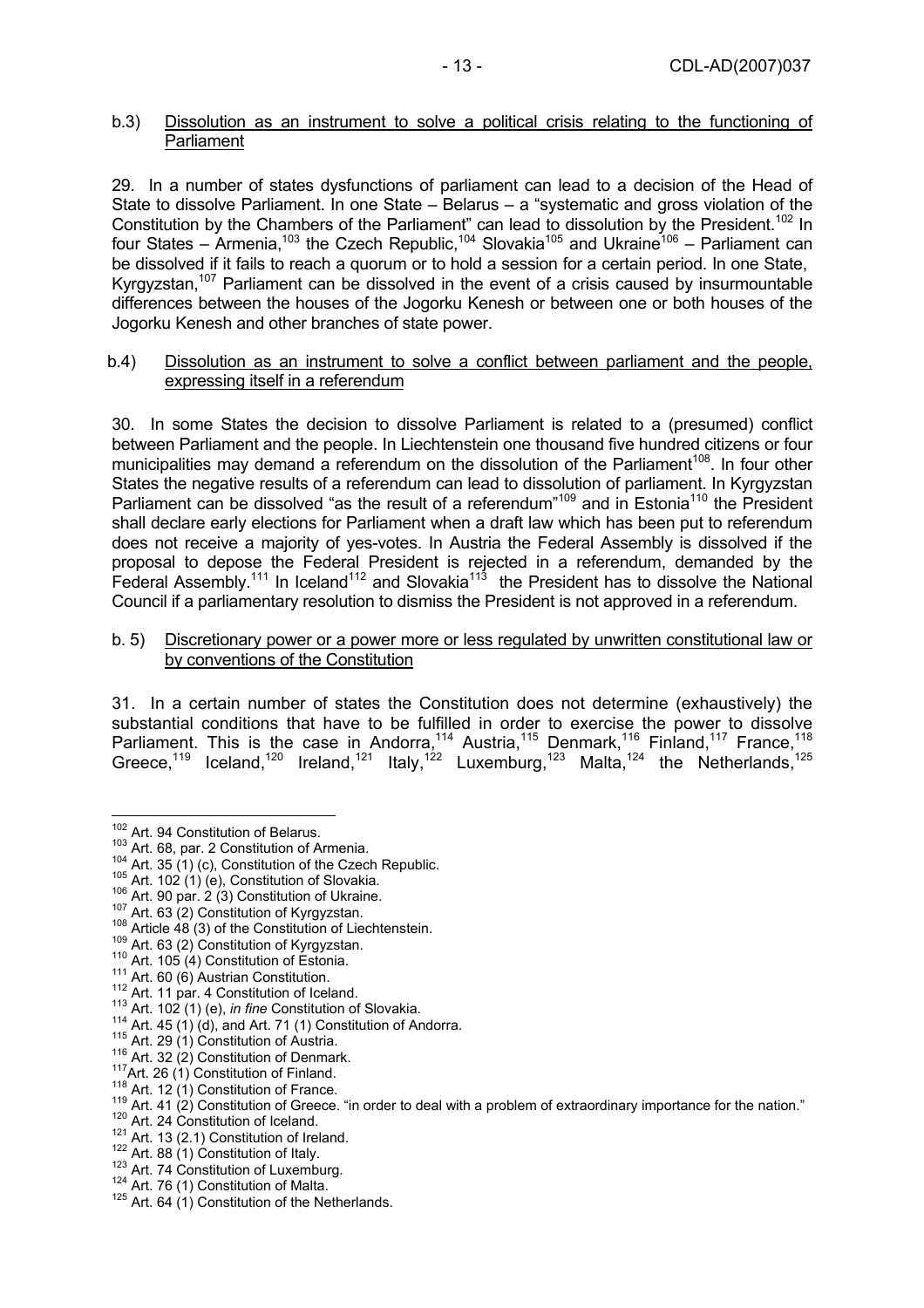b.3) Dissolution as an instrument to solve a political crisis relating to the functioning of Parliament

29. In a number of states dysfunctions of parliament can lead to a decision of the Head of State to dissolve Parliament. In one State – Belarus – a "systematic and gross violation of the Constitution by the Chambers of the Parliament" can lead to dissolution by the President.[102] In four States – Armenia,[103] the Czech Republic,[104] Slovakia[105] and Ukraine[106] – Parliament can be dissolved if it fails to reach a quorum or to hold a session for a certain period. In one State, Kyrgyzstan,[107] Parliament can be dissolved in the event of a crisis caused by insurmountable differences between the houses of the Jogorku Kenesh or between one or both houses of the Jogorku Kenesh and other branches of state power.

b.4) Dissolution as an instrument to solve a conflict between parliament and the people, expressing itself in a referendum

30. In some States the decision to dissolve Parliament is related to a (presumed) conflict between Parliament and the people. In Liechtenstein one thousand five hundred citizens or four municipalities may demand a referendum on the dissolution of the Parliament[108]. In four other States the negative results of a referendum can lead to dissolution of parliament. In Kyrgyzstan Parliament can be dissolved "as the result of a referendum"[109] and in Estonia[110] the President shall declare early elections for Parliament when a draft law which has been put to referendum does not receive a majority of yes-votes. In Austria the Federal Assembly is dissolved if the proposal to depose the Federal President is rejected in a referendum, demanded by the Federal Assembly.[111] In Iceland[112] and Slovakia[113] the President has to dissolve the National Council if a parliamentary resolution to dismiss the President is not approved in a referendum.

b. 5) Discretionary power or a power more or less regulated by unwritten constitutional law or by conventions of the Constitution

31. In a certain number of states the Constitution does not determine (exhaustively) the substantial conditions that have to be fulfilled in order to exercise the power to dissolve Parliament. This is the case in Andorra,[114] Austria,[115] Denmark,[116] Finland,[117] France,[118] Greece,[119] Iceland,[120] Ireland,[121] Italy,[122] Luxemburg,[123] Malta,[124] the Netherlands,[125]

---

[102] Art. 94 Constitution of Belarus.
[103] Art. 68, par. 2 Constitution of Armenia.
[104] Art. 35 (1) (c), Constitution of the Czech Republic.
[105] Art. 102 (1) (e), Constitution of Slovakia.
[106] Art. 90 par. 2 (3) Constitution of Ukraine.
[107] Art. 63 (2) Constitution of Kyrgyzstan.
[108] Article 48 (3) of the Constitution of Liechtenstein.
[109] Art. 63 (2) Constitution of Kyrgyzstan.
[110] Art. 105 (4) Constitution of Estonia.
[111] Art. 60 (6) Austrian Constitution.
[112] Art. 11 par. 4 Constitution of Iceland.
[113] Art. 102 (1) (e), *in fine* Constitution of Slovakia.
[114] Art. 45 (1) (d), and Art. 71 (1) Constitution of Andorra.
[115] Art. 29 (1) Constitution of Austria.
[116] Art. 32 (2) Constitution of Denmark.
[117] Art. 26 (1) Constitution of Finland.
[118] Art. 12 (1) Constitution of France.
[119] Art. 41 (2) Constitution of Greece. "in order to deal with a problem of extraordinary importance for the nation."
[120] Art. 24 Constitution of Iceland.
[121] Art. 13 (2.1) Constitution of Ireland.
[122] Art. 88 (1) Constitution of Italy.
[123] Art. 74 Constitution of Luxemburg.
[124] Art. 76 (1) Constitution of Malta.
[125] Art. 64 (1) Constitution of the Netherlands.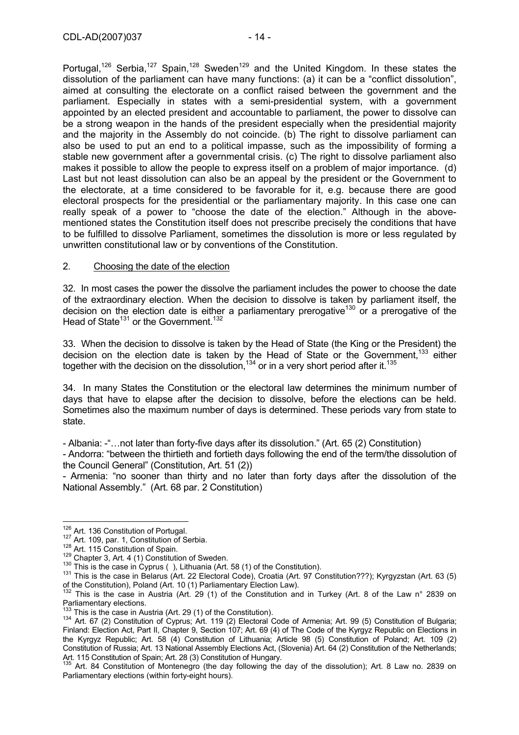Portugal,[126] Serbia,[127] Spain,[128] Sweden[129] and the United Kingdom. In these states the dissolution of the parliament can have many functions: (a) it can be a "conflict dissolution", aimed at consulting the electorate on a conflict raised between the government and the parliament. Especially in states with a semi-presidential system, with a government appointed by an elected president and accountable to parliament, the power to dissolve can be a strong weapon in the hands of the president especially when the presidential majority and the majority in the Assembly do not coincide. (b) The right to dissolve parliament can also be used to put an end to a political impasse, such as the impossibility of forming a stable new government after a governmental crisis. (c) The right to dissolve parliament also makes it possible to allow the people to express itself on a problem of major importance. (d) Last but not least dissolution can also be an appeal by the president or the Government to the electorate, at a time considered to be favorable for it, e.g. because there are good electoral prospects for the presidential or the parliamentary majority. In this case one can really speak of a power to "choose the date of the election." Although in the above-mentioned states the Constitution itself does not prescribe precisely the conditions that have to be fulfilled to dissolve Parliament, sometimes the dissolution is more or less regulated by unwritten constitutional law or by conventions of the Constitution.

## 2. Choosing the date of the election

32. In most cases the power the dissolve the parliament includes the power to choose the date of the extraordinary election. When the decision to dissolve is taken by parliament itself, the decision on the election date is either a parliamentary prerogative[130] or a prerogative of the Head of State[131] or the Government.[132]

33. When the decision to dissolve is taken by the Head of State (the King or the President) the decision on the election date is taken by the Head of State or the Government,[133] either together with the decision on the dissolution,[134] or in a very short period after it.[135]

34. In many States the Constitution or the electoral law determines the minimum number of days that have to elapse after the decision to dissolve, before the elections can be held. Sometimes also the maximum number of days is determined. These periods vary from state to state.

- Albania: -"…not later than forty-five days after its dissolution." (Art. 65 (2) Constitution)
- Andorra: "between the thirtieth and fortieth days following the end of the term/the dissolution of the Council General" (Constitution, Art. 51 (2))
- Armenia: "no sooner than thirty and no later than forty days after the dissolution of the National Assembly." (Art. 68 par. 2 Constitution)

---

[126] Art. 136 Constitution of Portugal.

[127] Art. 109, par. 1, Constitution of Serbia.

[128] Art. 115 Constitution of Spain.

[129] Chapter 3, Art. 4 (1) Constitution of Sweden.

[130] This is the case in Cyprus ( ), Lithuania (Art. 58 (1) of the Constitution).

[131] This is the case in Belarus (Art. 22 Electoral Code), Croatia (Art. 97 Constitution???); Kyrgyzstan (Art. 63 (5) of the Constitution), Poland (Art. 10 (1) Parliamentary Election Law).

[132] This is the case in Austria (Art. 29 (1) of the Constitution and in Turkey (Art. 8 of the Law n° 2839 on Parliamentary elections.

[133] This is the case in Austria (Art. 29 (1) of the Constitution).

[134] Art. 67 (2) Constitution of Cyprus; Art. 119 (2) Electoral Code of Armenia; Art. 99 (5) Constitution of Bulgaria; Finland: Election Act, Part II, Chapter 9, Section 107; Art. 69 (4) of The Code of the Kyrgyz Republic on Elections in the Kyrgyz Republic; Art. 58 (4) Constitution of Lithuania; Article 98 (5) Constitution of Poland; Art. 109 (2) Constitution of Russia; Art. 13 National Assembly Elections Act, (Slovenia) Art. 64 (2) Constitution of the Netherlands; Art. 115 Constitution of Spain; Art. 28 (3) Constitution of Hungary.

[135] Art. 84 Constitution of Montenegro (the day following the day of the dissolution); Art. 8 Law no. 2839 on Parliamentary elections (within forty-eight hours).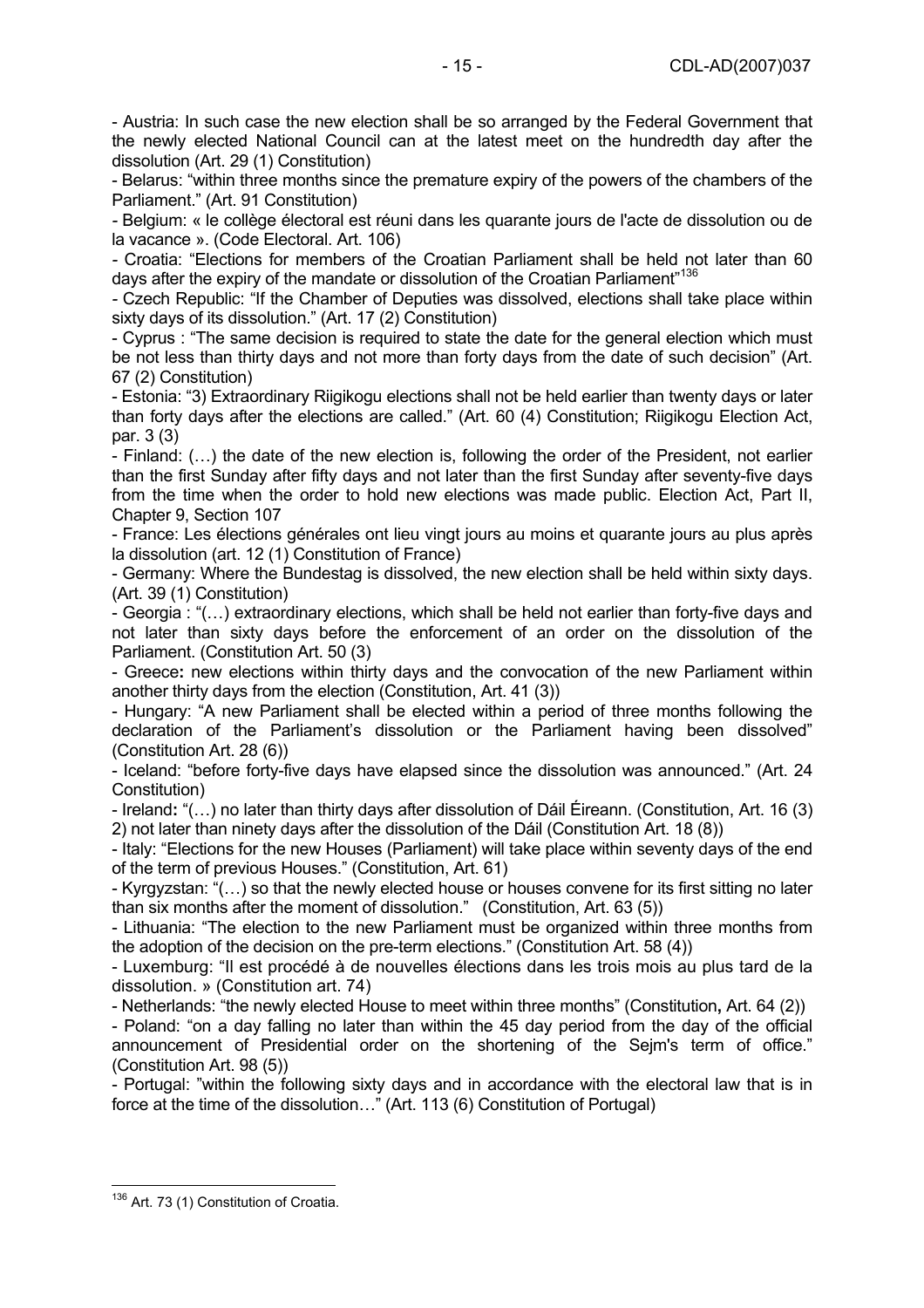- Austria: In such case the new election shall be so arranged by the Federal Government that the newly elected National Council can at the latest meet on the hundredth day after the dissolution (Art. 29 (1) Constitution)

- Belarus: "within three months since the premature expiry of the powers of the chambers of the Parliament." (Art. 91 Constitution)

- Belgium: « le collège électoral est réuni dans les quarante jours de l'acte de dissolution ou de la vacance ». (Code Electoral. Art. 106)

- Croatia: "Elections for members of the Croatian Parliament shall be held not later than 60 days after the expiry of the mandate or dissolution of the Croatian Parliament"[136]

- Czech Republic: "If the Chamber of Deputies was dissolved, elections shall take place within sixty days of its dissolution." (Art. 17 (2) Constitution)

- Cyprus : "The same decision is required to state the date for the general election which must be not less than thirty days and not more than forty days from the date of such decision" (Art. 67 (2) Constitution)

- Estonia: "3) Extraordinary Riigikogu elections shall not be held earlier than twenty days or later than forty days after the elections are called." (Art. 60 (4) Constitution; Riigikogu Election Act, par. 3 (3)

- Finland: (…) the date of the new election is, following the order of the President, not earlier than the first Sunday after fifty days and not later than the first Sunday after seventy-five days from the time when the order to hold new elections was made public. Election Act, Part II, Chapter 9, Section 107

- France: Les élections générales ont lieu vingt jours au moins et quarante jours au plus après la dissolution (art. 12 (1) Constitution of France)

- Germany: Where the Bundestag is dissolved, the new election shall be held within sixty days. (Art. 39 (1) Constitution)

- Georgia : "(…) extraordinary elections, which shall be held not earlier than forty-five days and not later than sixty days before the enforcement of an order on the dissolution of the Parliament. (Constitution Art. 50 (3)

- Greece**:** new elections within thirty days and the convocation of the new Parliament within another thirty days from the election (Constitution, Art. 41 (3))

- Hungary: "A new Parliament shall be elected within a period of three months following the declaration of the Parliament's dissolution or the Parliament having been dissolved" (Constitution Art. 28 (6))

- Iceland: "before forty-five days have elapsed since the dissolution was announced." (Art. 24 Constitution)

- Ireland**:** "(…) no later than thirty days after dissolution of Dáil Éireann. (Constitution, Art. 16 (3) 2) not later than ninety days after the dissolution of the Dáil (Constitution Art. 18 (8))

- Italy: "Elections for the new Houses (Parliament) will take place within seventy days of the end of the term of previous Houses." (Constitution, Art. 61)

- Kyrgyzstan: "(…) so that the newly elected house or houses convene for its first sitting no later than six months after the moment of dissolution." (Constitution, Art. 63 (5))

- Lithuania: "The election to the new Parliament must be organized within three months from the adoption of the decision on the pre-term elections." (Constitution Art. 58 (4))

- Luxemburg: "Il est procédé à de nouvelles élections dans les trois mois au plus tard de la dissolution. » (Constitution art. 74)

- Netherlands: "the newly elected House to meet within three months" (Constitution**,** Art. 64 (2))

- Poland: "on a day falling no later than within the 45 day period from the day of the official announcement of Presidential order on the shortening of the Sejm's term of office." (Constitution Art. 98 (5))

- Portugal: "within the following sixty days and in accordance with the electoral law that is in force at the time of the dissolution…" (Art. 113 (6) Constitution of Portugal)

---

[136] Art. 73 (1) Constitution of Croatia.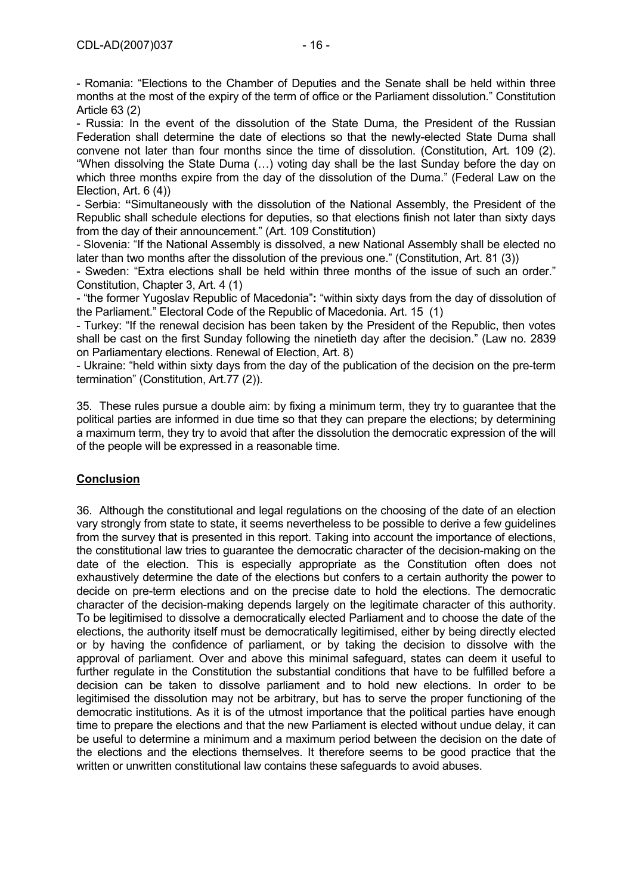- Romania: "Elections to the Chamber of Deputies and the Senate shall be held within three months at the most of the expiry of the term of office or the Parliament dissolution." Constitution Article 63 (2)

- Russia: In the event of the dissolution of the State Duma, the President of the Russian Federation shall determine the date of elections so that the newly-elected State Duma shall convene not later than four months since the time of dissolution. (Constitution, Art. 109 (2). "When dissolving the State Duma (…) voting day shall be the last Sunday before the day on which three months expire from the day of the dissolution of the Duma." (Federal Law on the Election, Art. 6 (4))

- Serbia: **"**Simultaneously with the dissolution of the National Assembly, the President of the Republic shall schedule elections for deputies, so that elections finish not later than sixty days from the day of their announcement." (Art. 109 Constitution)

- Slovenia: "If the National Assembly is dissolved, a new National Assembly shall be elected no later than two months after the dissolution of the previous one." (Constitution, Art. 81 (3))

- Sweden: "Extra elections shall be held within three months of the issue of such an order." Constitution, Chapter 3, Art. 4 (1)

- "the former Yugoslav Republic of Macedonia"**:** "within sixty days from the day of dissolution of the Parliament." Electoral Code of the Republic of Macedonia. Art. 15 (1)

- Turkey: "If the renewal decision has been taken by the President of the Republic, then votes shall be cast on the first Sunday following the ninetieth day after the decision." (Law no. 2839 on Parliamentary elections. Renewal of Election, Art. 8)

- Ukraine: "held within sixty days from the day of the publication of the decision on the pre-term termination" (Constitution, Art.77 (2)).

35. These rules pursue a double aim: by fixing a minimum term, they try to guarantee that the political parties are informed in due time so that they can prepare the elections; by determining a maximum term, they try to avoid that after the dissolution the democratic expression of the will of the people will be expressed in a reasonable time.

## Conclusion

36. Although the constitutional and legal regulations on the choosing of the date of an election vary strongly from state to state, it seems nevertheless to be possible to derive a few guidelines from the survey that is presented in this report. Taking into account the importance of elections, the constitutional law tries to guarantee the democratic character of the decision-making on the date of the election. This is especially appropriate as the Constitution often does not exhaustively determine the date of the elections but confers to a certain authority the power to decide on pre-term elections and on the precise date to hold the elections. The democratic character of the decision-making depends largely on the legitimate character of this authority. To be legitimised to dissolve a democratically elected Parliament and to choose the date of the elections, the authority itself must be democratically legitimised, either by being directly elected or by having the confidence of parliament, or by taking the decision to dissolve with the approval of parliament. Over and above this minimal safeguard, states can deem it useful to further regulate in the Constitution the substantial conditions that have to be fulfilled before a decision can be taken to dissolve parliament and to hold new elections. In order to be legitimised the dissolution may not be arbitrary, but has to serve the proper functioning of the democratic institutions. As it is of the utmost importance that the political parties have enough time to prepare the elections and that the new Parliament is elected without undue delay, it can be useful to determine a minimum and a maximum period between the decision on the date of the elections and the elections themselves. It therefore seems to be good practice that the written or unwritten constitutional law contains these safeguards to avoid abuses.